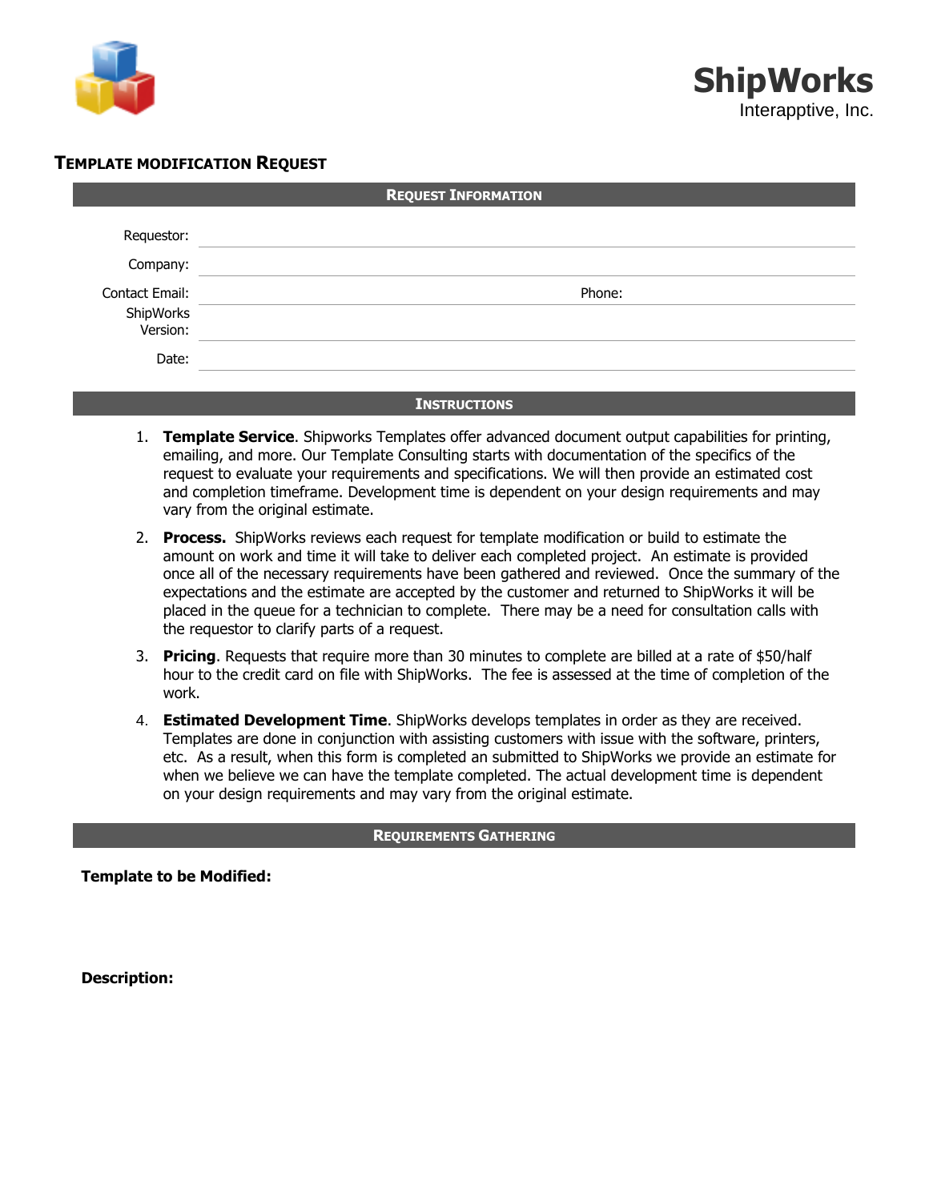# ShipWorks

Interapptive, Inc.

## Template modification Request

### Request Information

Requestor:

Company:

Contact Email: Phone:

ShipWorks Version:

Date:

### Instructions

1. **Template Service**. Shipworks Templates offer advanced document output capabilities for printing, emailing, and more. Our Template Consulting starts with documentation of the specifics of the request to evaluate your requirements and specifications. We will then provide an estimated cost and completion timeframe. Development time is dependent on your design requirements and may vary from the original estimate.
2. **Process.** ShipWorks reviews each request for template modification or build to estimate the amount on work and time it will take to deliver each completed project. An estimate is provided once all of the necessary requirements have been gathered and reviewed. Once the summary of the expectations and the estimate are accepted by the customer and returned to ShipWorks it will be placed in the queue for a technician to complete. There may be a need for consultation calls with the requestor to clarify parts of a request.
3. **Pricing**. Requests that require more than 30 minutes to complete are billed at a rate of $50/half hour to the credit card on file with ShipWorks. The fee is assessed at the time of completion of the work.
4. **Estimated Development Time**. ShipWorks develops templates in order as they are received. Templates are done in conjunction with assisting customers with issue with the software, printers, etc. As a result, when this form is completed an submitted to ShipWorks we provide an estimate for when we believe we can have the template completed. The actual development time is dependent on your design requirements and may vary from the original estimate.

### Requirements Gathering

**Template to be Modified:**

**Description:**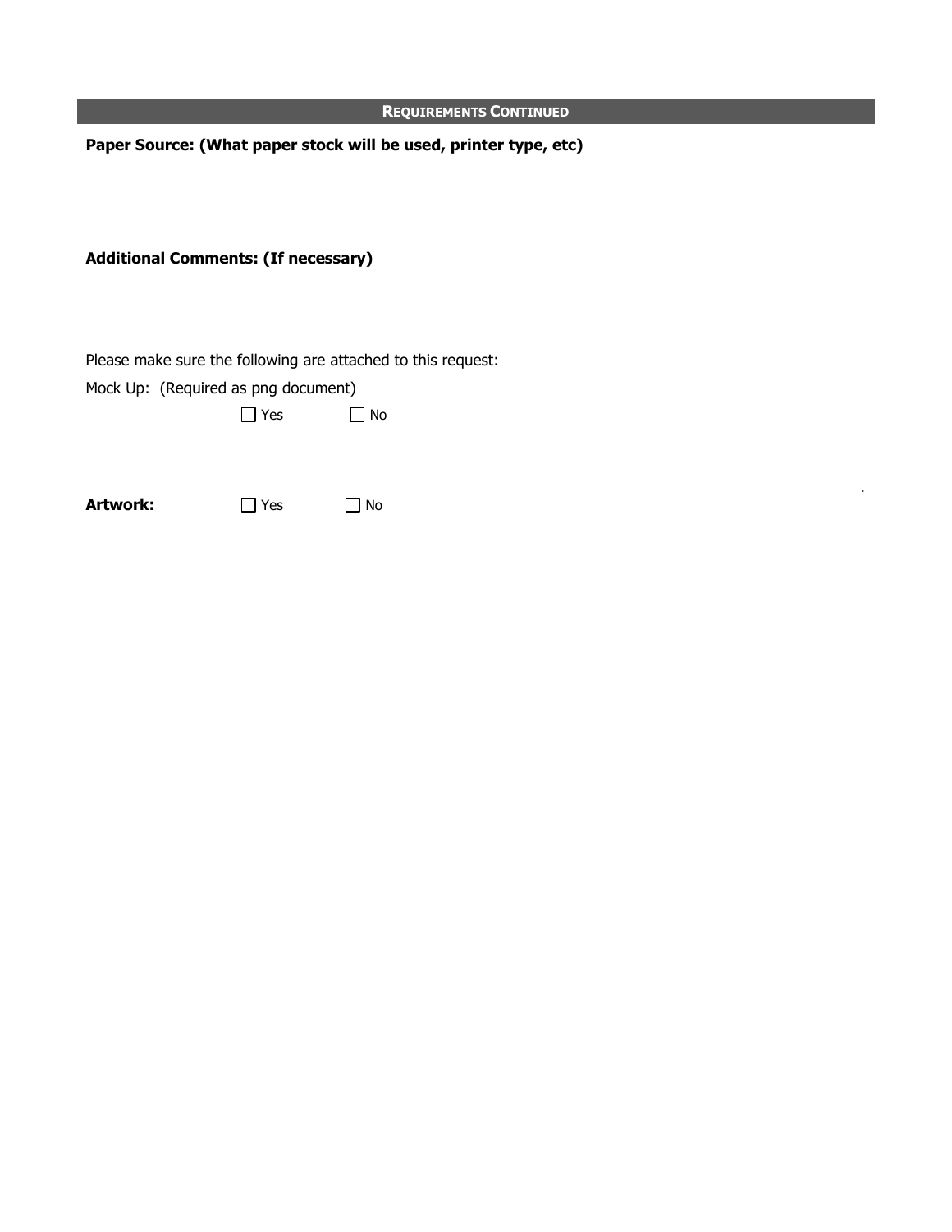## REQUIREMENTS CONTINUED

**Paper Source: (What paper stock will be used, printer type, etc)**

**Additional Comments: (If necessary)**

Please make sure the following are attached to this request:

Mock Up: (Required as png document)

☐ Yes ☐ No

.

**Artwork:** ☐ Yes ☐ No